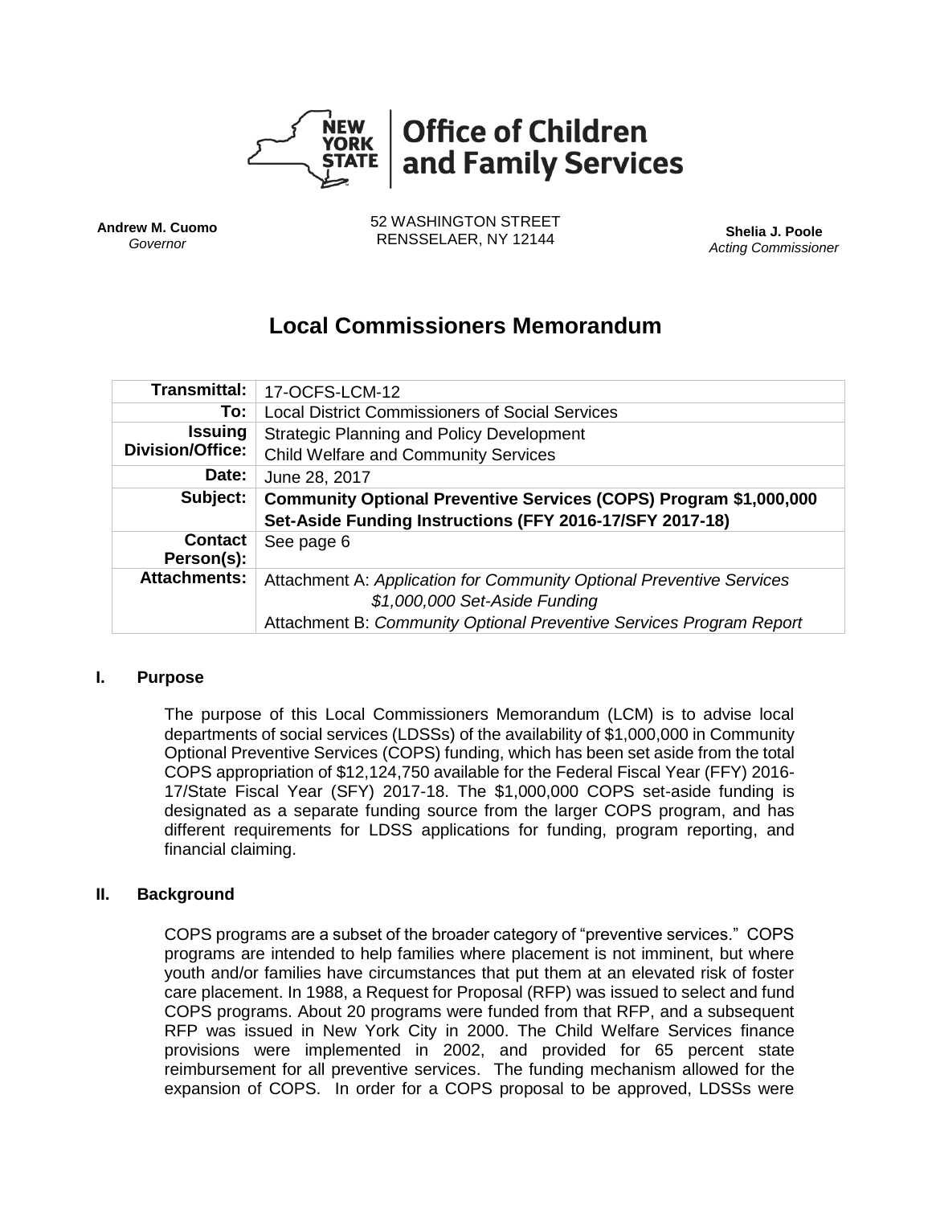**Office of Children and Family Services**

**Andrew M. Cuomo**
*Governor*

52 WASHINGTON STREET
RENSSELAER, NY 12144

**Shelia J. Poole**
*Acting Commissioner*

# Local Commissioners Memorandum

| | |
|---|---|
| **Transmittal:** | 17-OCFS-LCM-12 |
| **To:** | Local District Commissioners of Social Services |
| **Issuing Division/Office:** | Strategic Planning and Policy Development<br>Child Welfare and Community Services |
| **Date:** | June 28, 2017 |
| **Subject:** | **Community Optional Preventive Services (COPS) Program $1,000,000 Set-Aside Funding Instructions (FFY 2016-17/SFY 2017-18)** |
| **Contact Person(s):** | See page 6 |
| **Attachments:** | Attachment A: *Application for Community Optional Preventive Services $1,000,000 Set-Aside Funding*<br>Attachment B: *Community Optional Preventive Services Program Report* |

## I. Purpose

The purpose of this Local Commissioners Memorandum (LCM) is to advise local departments of social services (LDSSs) of the availability of $1,000,000 in Community Optional Preventive Services (COPS) funding, which has been set aside from the total COPS appropriation of $12,124,750 available for the Federal Fiscal Year (FFY) 2016-17/State Fiscal Year (SFY) 2017-18. The $1,000,000 COPS set-aside funding is designated as a separate funding source from the larger COPS program, and has different requirements for LDSS applications for funding, program reporting, and financial claiming.

## II. Background

COPS programs are a subset of the broader category of "preventive services." COPS programs are intended to help families where placement is not imminent, but where youth and/or families have circumstances that put them at an elevated risk of foster care placement. In 1988, a Request for Proposal (RFP) was issued to select and fund COPS programs. About 20 programs were funded from that RFP, and a subsequent RFP was issued in New York City in 2000. The Child Welfare Services finance provisions were implemented in 2002, and provided for 65 percent state reimbursement for all preventive services. The funding mechanism allowed for the expansion of COPS. In order for a COPS proposal to be approved, LDSSs were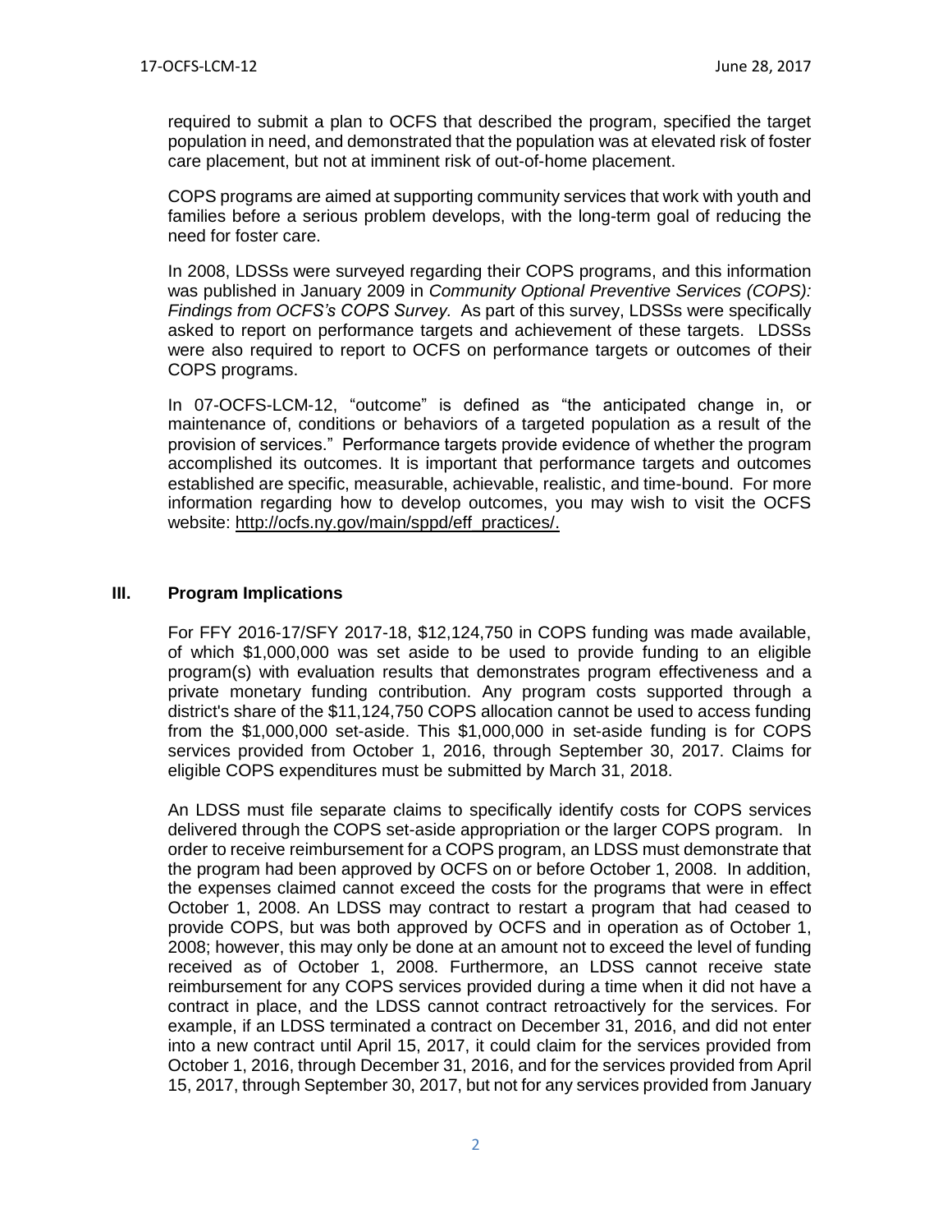required to submit a plan to OCFS that described the program, specified the target population in need, and demonstrated that the population was at elevated risk of foster care placement, but not at imminent risk of out-of-home placement.

COPS programs are aimed at supporting community services that work with youth and families before a serious problem develops, with the long-term goal of reducing the need for foster care.

In 2008, LDSSs were surveyed regarding their COPS programs, and this information was published in January 2009 in *Community Optional Preventive Services (COPS): Findings from OCFS's COPS Survey.* As part of this survey, LDSSs were specifically asked to report on performance targets and achievement of these targets. LDSSs were also required to report to OCFS on performance targets or outcomes of their COPS programs.

In 07-OCFS-LCM-12, "outcome" is defined as "the anticipated change in, or maintenance of, conditions or behaviors of a targeted population as a result of the provision of services." Performance targets provide evidence of whether the program accomplished its outcomes. It is important that performance targets and outcomes established are specific, measurable, achievable, realistic, and time-bound. For more information regarding how to develop outcomes, you may wish to visit the OCFS website: http://ocfs.ny.gov/main/sppd/eff_practices/.

## III. Program Implications

For FFY 2016-17/SFY 2017-18, $12,124,750 in COPS funding was made available, of which $1,000,000 was set aside to be used to provide funding to an eligible program(s) with evaluation results that demonstrates program effectiveness and a private monetary funding contribution. Any program costs supported through a district's share of the $11,124,750 COPS allocation cannot be used to access funding from the $1,000,000 set-aside. This $1,000,000 in set-aside funding is for COPS services provided from October 1, 2016, through September 30, 2017. Claims for eligible COPS expenditures must be submitted by March 31, 2018.

An LDSS must file separate claims to specifically identify costs for COPS services delivered through the COPS set-aside appropriation or the larger COPS program. In order to receive reimbursement for a COPS program, an LDSS must demonstrate that the program had been approved by OCFS on or before October 1, 2008. In addition, the expenses claimed cannot exceed the costs for the programs that were in effect October 1, 2008. An LDSS may contract to restart a program that had ceased to provide COPS, but was both approved by OCFS and in operation as of October 1, 2008; however, this may only be done at an amount not to exceed the level of funding received as of October 1, 2008. Furthermore, an LDSS cannot receive state reimbursement for any COPS services provided during a time when it did not have a contract in place, and the LDSS cannot contract retroactively for the services. For example, if an LDSS terminated a contract on December 31, 2016, and did not enter into a new contract until April 15, 2017, it could claim for the services provided from October 1, 2016, through December 31, 2016, and for the services provided from April 15, 2017, through September 30, 2017, but not for any services provided from January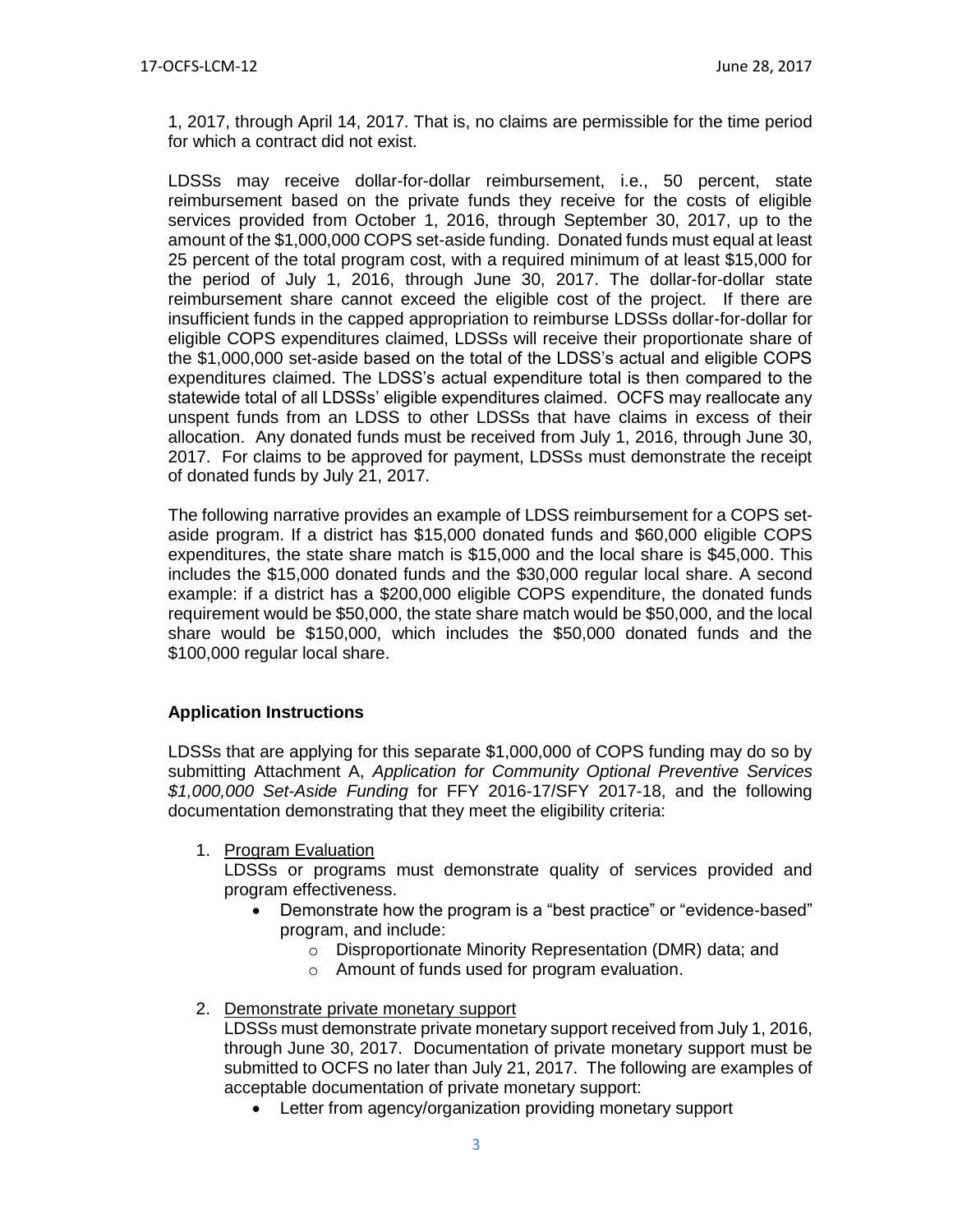1, 2017, through April 14, 2017. That is, no claims are permissible for the time period for which a contract did not exist.

LDSSs may receive dollar-for-dollar reimbursement, i.e., 50 percent, state reimbursement based on the private funds they receive for the costs of eligible services provided from October 1, 2016, through September 30, 2017, up to the amount of the $1,000,000 COPS set-aside funding. Donated funds must equal at least 25 percent of the total program cost, with a required minimum of at least $15,000 for the period of July 1, 2016, through June 30, 2017. The dollar-for-dollar state reimbursement share cannot exceed the eligible cost of the project. If there are insufficient funds in the capped appropriation to reimburse LDSSs dollar-for-dollar for eligible COPS expenditures claimed, LDSSs will receive their proportionate share of the $1,000,000 set-aside based on the total of the LDSS's actual and eligible COPS expenditures claimed. The LDSS's actual expenditure total is then compared to the statewide total of all LDSSs' eligible expenditures claimed. OCFS may reallocate any unspent funds from an LDSS to other LDSSs that have claims in excess of their allocation. Any donated funds must be received from July 1, 2016, through June 30, 2017. For claims to be approved for payment, LDSSs must demonstrate the receipt of donated funds by July 21, 2017.

The following narrative provides an example of LDSS reimbursement for a COPS set-aside program. If a district has $15,000 donated funds and $60,000 eligible COPS expenditures, the state share match is $15,000 and the local share is $45,000. This includes the $15,000 donated funds and the $30,000 regular local share. A second example: if a district has a $200,000 eligible COPS expenditure, the donated funds requirement would be $50,000, the state share match would be $50,000, and the local share would be $150,000, which includes the $50,000 donated funds and the $100,000 regular local share.

### Application Instructions

LDSSs that are applying for this separate $1,000,000 of COPS funding may do so by submitting Attachment A, *Application for Community Optional Preventive Services $1,000,000 Set-Aside Funding* for FFY 2016-17/SFY 2017-18, and the following documentation demonstrating that they meet the eligibility criteria:

1. <u>Program Evaluation</u>
   LDSSs or programs must demonstrate quality of services provided and program effectiveness.
   - Demonstrate how the program is a "best practice" or "evidence-based" program, and include:
     - Disproportionate Minority Representation (DMR) data; and
     - Amount of funds used for program evaluation.

2. <u>Demonstrate private monetary support</u>
   LDSSs must demonstrate private monetary support received from July 1, 2016, through June 30, 2017. Documentation of private monetary support must be submitted to OCFS no later than July 21, 2017. The following are examples of acceptable documentation of private monetary support:
   - Letter from agency/organization providing monetary support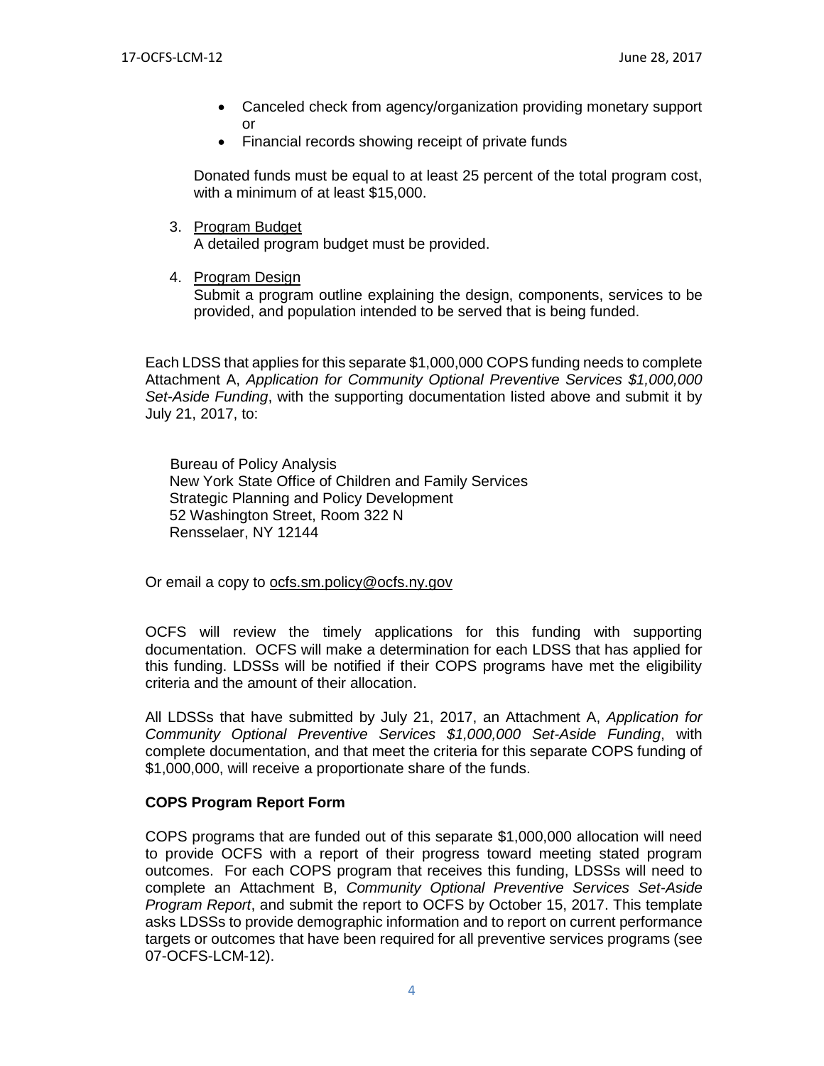- Canceled check from agency/organization providing monetary support or
- Financial records showing receipt of private funds

Donated funds must be equal to at least 25 percent of the total program cost, with a minimum of at least $15,000.

3. Program Budget
   A detailed program budget must be provided.

4. Program Design
   Submit a program outline explaining the design, components, services to be provided, and population intended to be served that is being funded.

Each LDSS that applies for this separate $1,000,000 COPS funding needs to complete Attachment A, *Application for Community Optional Preventive Services $1,000,000 Set-Aside Funding*, with the supporting documentation listed above and submit it by July 21, 2017, to:

Bureau of Policy Analysis
New York State Office of Children and Family Services
Strategic Planning and Policy Development
52 Washington Street, Room 322 N
Rensselaer, NY 12144

Or email a copy to ocfs.sm.policy@ocfs.ny.gov

OCFS will review the timely applications for this funding with supporting documentation. OCFS will make a determination for each LDSS that has applied for this funding. LDSSs will be notified if their COPS programs have met the eligibility criteria and the amount of their allocation.

All LDSSs that have submitted by July 21, 2017, an Attachment A, *Application for Community Optional Preventive Services $1,000,000 Set-Aside Funding*, with complete documentation, and that meet the criteria for this separate COPS funding of $1,000,000, will receive a proportionate share of the funds.

**COPS Program Report Form**

COPS programs that are funded out of this separate $1,000,000 allocation will need to provide OCFS with a report of their progress toward meeting stated program outcomes. For each COPS program that receives this funding, LDSSs will need to complete an Attachment B, *Community Optional Preventive Services Set-Aside Program Report*, and submit the report to OCFS by October 15, 2017. This template asks LDSSs to provide demographic information and to report on current performance targets or outcomes that have been required for all preventive services programs (see 07-OCFS-LCM-12).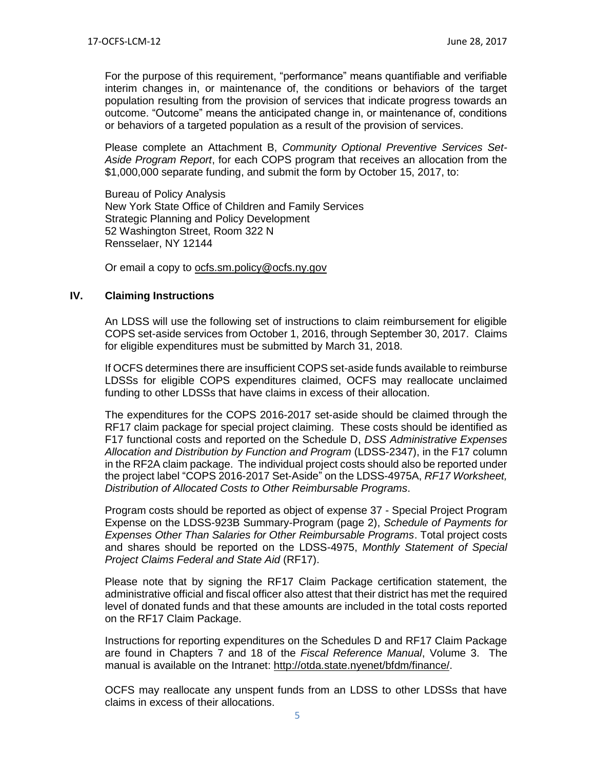For the purpose of this requirement, "performance" means quantifiable and verifiable interim changes in, or maintenance of, the conditions or behaviors of the target population resulting from the provision of services that indicate progress towards an outcome. "Outcome" means the anticipated change in, or maintenance of, conditions or behaviors of a targeted population as a result of the provision of services.

Please complete an Attachment B, *Community Optional Preventive Services Set-Aside Program Report*, for each COPS program that receives an allocation from the $1,000,000 separate funding, and submit the form by October 15, 2017, to:

Bureau of Policy Analysis
New York State Office of Children and Family Services
Strategic Planning and Policy Development
52 Washington Street, Room 322 N
Rensselaer, NY 12144

Or email a copy to ocfs.sm.policy@ocfs.ny.gov

## IV. Claiming Instructions

An LDSS will use the following set of instructions to claim reimbursement for eligible COPS set-aside services from October 1, 2016, through September 30, 2017. Claims for eligible expenditures must be submitted by March 31, 2018.

If OCFS determines there are insufficient COPS set-aside funds available to reimburse LDSSs for eligible COPS expenditures claimed, OCFS may reallocate unclaimed funding to other LDSSs that have claims in excess of their allocation.

The expenditures for the COPS 2016-2017 set-aside should be claimed through the RF17 claim package for special project claiming. These costs should be identified as F17 functional costs and reported on the Schedule D, *DSS Administrative Expenses Allocation and Distribution by Function and Program* (LDSS-2347), in the F17 column in the RF2A claim package. The individual project costs should also be reported under the project label "COPS 2016-2017 Set-Aside" on the LDSS-4975A, *RF17 Worksheet, Distribution of Allocated Costs to Other Reimbursable Programs*.

Program costs should be reported as object of expense 37 - Special Project Program Expense on the LDSS-923B Summary-Program (page 2), *Schedule of Payments for Expenses Other Than Salaries for Other Reimbursable Programs*. Total project costs and shares should be reported on the LDSS-4975, *Monthly Statement of Special Project Claims Federal and State Aid* (RF17).

Please note that by signing the RF17 Claim Package certification statement, the administrative official and fiscal officer also attest that their district has met the required level of donated funds and that these amounts are included in the total costs reported on the RF17 Claim Package.

Instructions for reporting expenditures on the Schedules D and RF17 Claim Package are found in Chapters 7 and 18 of the *Fiscal Reference Manual*, Volume 3. The manual is available on the Intranet: http://otda.state.nyenet/bfdm/finance/.

OCFS may reallocate any unspent funds from an LDSS to other LDSSs that have claims in excess of their allocations.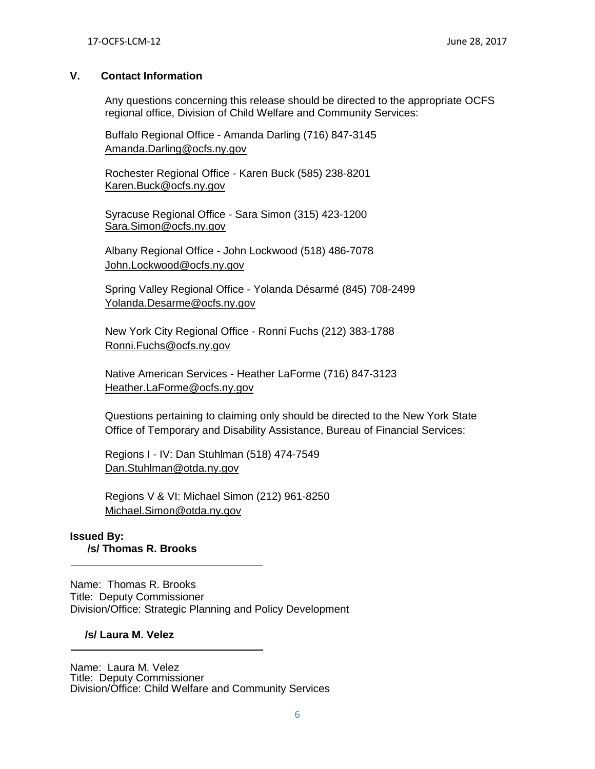## V. Contact Information

Any questions concerning this release should be directed to the appropriate OCFS regional office, Division of Child Welfare and Community Services:

Buffalo Regional Office - Amanda Darling (716) 847-3145
Amanda.Darling@ocfs.ny.gov

Rochester Regional Office - Karen Buck (585) 238-8201
Karen.Buck@ocfs.ny.gov

Syracuse Regional Office - Sara Simon (315) 423-1200
Sara.Simon@ocfs.ny.gov

Albany Regional Office - John Lockwood (518) 486-7078
John.Lockwood@ocfs.ny.gov

Spring Valley Regional Office - Yolanda Désarmé (845) 708-2499
Yolanda.Desarme@ocfs.ny.gov

New York City Regional Office - Ronni Fuchs (212) 383-1788
Ronni.Fuchs@ocfs.ny.gov

Native American Services - Heather LaForme (716) 847-3123
Heather.LaForme@ocfs.ny.gov

Questions pertaining to claiming only should be directed to the New York State Office of Temporary and Disability Assistance, Bureau of Financial Services:

Regions I - IV: Dan Stuhlman (518) 474-7549
Dan.Stuhlman@otda.ny.gov

Regions V & VI: Michael Simon (212) 961-8250
Michael.Simon@otda.ny.gov

**Issued By:**
**/s/ Thomas R. Brooks**

Name: Thomas R. Brooks
Title: Deputy Commissioner
Division/Office: Strategic Planning and Policy Development

**/s/ Laura M. Velez**

Name: Laura M. Velez
Title: Deputy Commissioner
Division/Office: Child Welfare and Community Services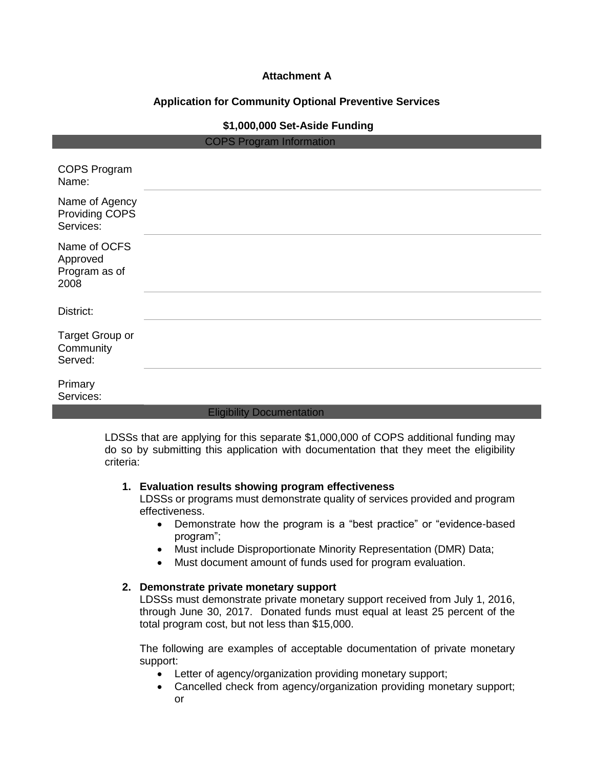**Attachment A**

**Application for Community Optional Preventive Services**

**$1,000,000 Set-Aside Funding**

| COPS Program Information | |
|---|---|
| COPS Program Name: | |
| Name of Agency Providing COPS Services: | |
| Name of OCFS Approved Program as of 2008 | |
| District: | |
| Target Group or Community Served: | |
| Primary Services: | |

**Eligibility Documentation**

LDSSs that are applying for this separate $1,000,000 of COPS additional funding may do so by submitting this application with documentation that they meet the eligibility criteria:

1. **Evaluation results showing program effectiveness**
   LDSSs or programs must demonstrate quality of services provided and program effectiveness.
   - Demonstrate how the program is a "best practice" or "evidence-based program";
   - Must include Disproportionate Minority Representation (DMR) Data;
   - Must document amount of funds used for program evaluation.

2. **Demonstrate private monetary support**
   LDSSs must demonstrate private monetary support received from July 1, 2016, through June 30, 2017. Donated funds must equal at least 25 percent of the total program cost, but not less than $15,000.

   The following are examples of acceptable documentation of private monetary support:
   - Letter of agency/organization providing monetary support;
   - Cancelled check from agency/organization providing monetary support; or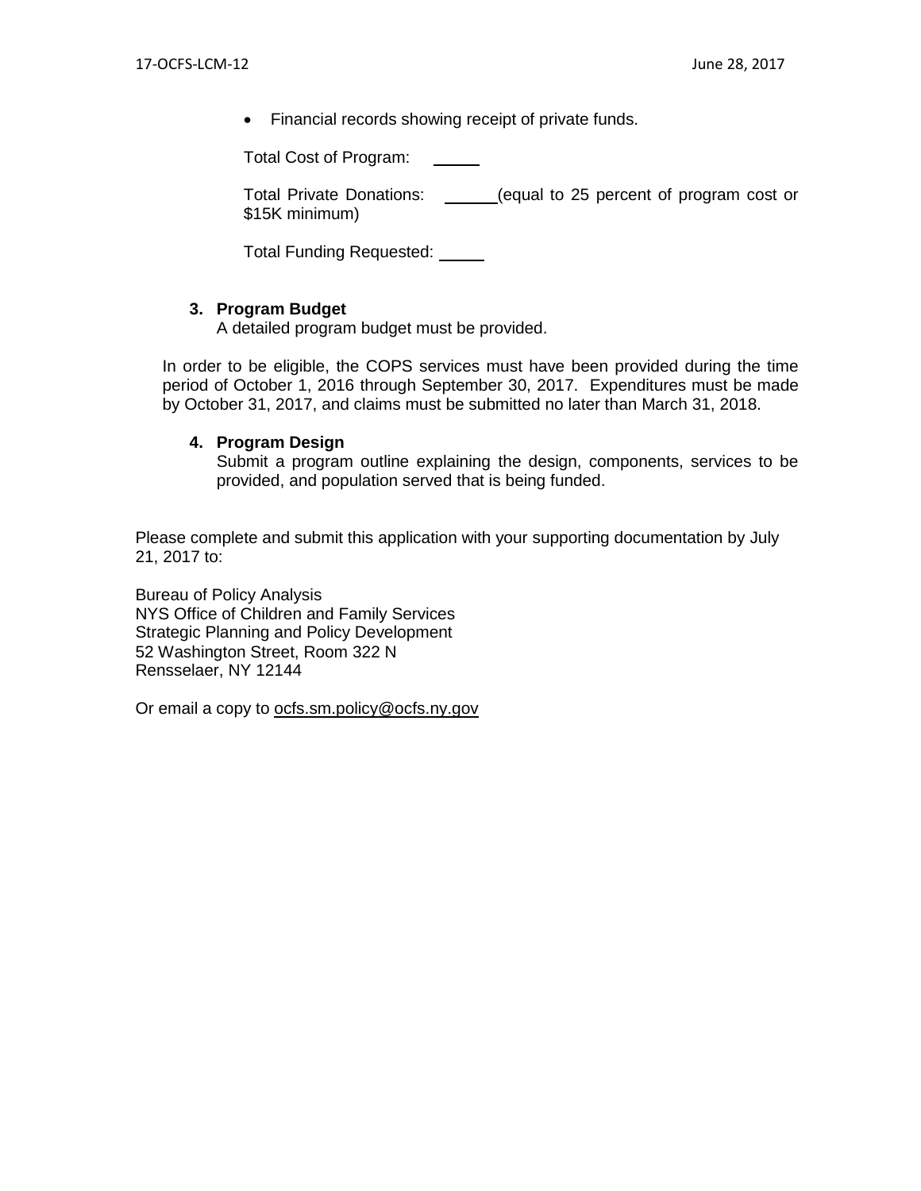- Financial records showing receipt of private funds.

Total Cost of Program: _____

Total Private Donations: ______(equal to 25 percent of program cost or $15K minimum)

Total Funding Requested: _____

**3. Program Budget**

A detailed program budget must be provided.

In order to be eligible, the COPS services must have been provided during the time period of October 1, 2016 through September 30, 2017. Expenditures must be made by October 31, 2017, and claims must be submitted no later than March 31, 2018.

**4. Program Design**

Submit a program outline explaining the design, components, services to be provided, and population served that is being funded.

Please complete and submit this application with your supporting documentation by July 21, 2017 to:

Bureau of Policy Analysis
NYS Office of Children and Family Services
Strategic Planning and Policy Development
52 Washington Street, Room 322 N
Rensselaer, NY 12144

Or email a copy to ocfs.sm.policy@ocfs.ny.gov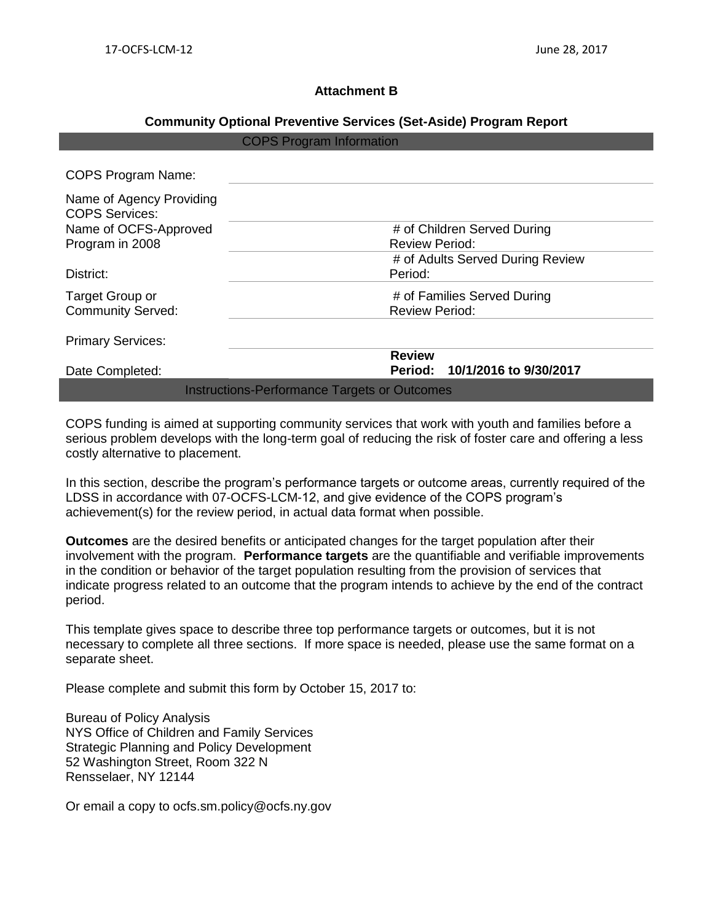### Attachment B

### Community Optional Preventive Services (Set-Aside) Program Report

| COPS Program Information | | | |
|---|---|---|---|
| COPS Program Name: | | | |
| Name of Agency Providing COPS Services: | | | |
| Name of OCFS-Approved Program in 2008 | | # of Children Served During Review Period: | |
| District: | | # of Adults Served During Review Period: | |
| Target Group or Community Served: | | # of Families Served During Review Period: | |
| Primary Services: | | | |
| Date Completed: | | **Review Period:** | **10/1/2016 to 9/30/2017** |

**Instructions-Performance Targets or Outcomes**

COPS funding is aimed at supporting community services that work with youth and families before a serious problem develops with the long-term goal of reducing the risk of foster care and offering a less costly alternative to placement.

In this section, describe the program's performance targets or outcome areas, currently required of the LDSS in accordance with 07-OCFS-LCM-12, and give evidence of the COPS program's achievement(s) for the review period, in actual data format when possible.

**Outcomes** are the desired benefits or anticipated changes for the target population after their involvement with the program. **Performance targets** are the quantifiable and verifiable improvements in the condition or behavior of the target population resulting from the provision of services that indicate progress related to an outcome that the program intends to achieve by the end of the contract period.

This template gives space to describe three top performance targets or outcomes, but it is not necessary to complete all three sections. If more space is needed, please use the same format on a separate sheet.

Please complete and submit this form by October 15, 2017 to:

Bureau of Policy Analysis
NYS Office of Children and Family Services
Strategic Planning and Policy Development
52 Washington Street, Room 322 N
Rensselaer, NY 12144

Or email a copy to ocfs.sm.policy@ocfs.ny.gov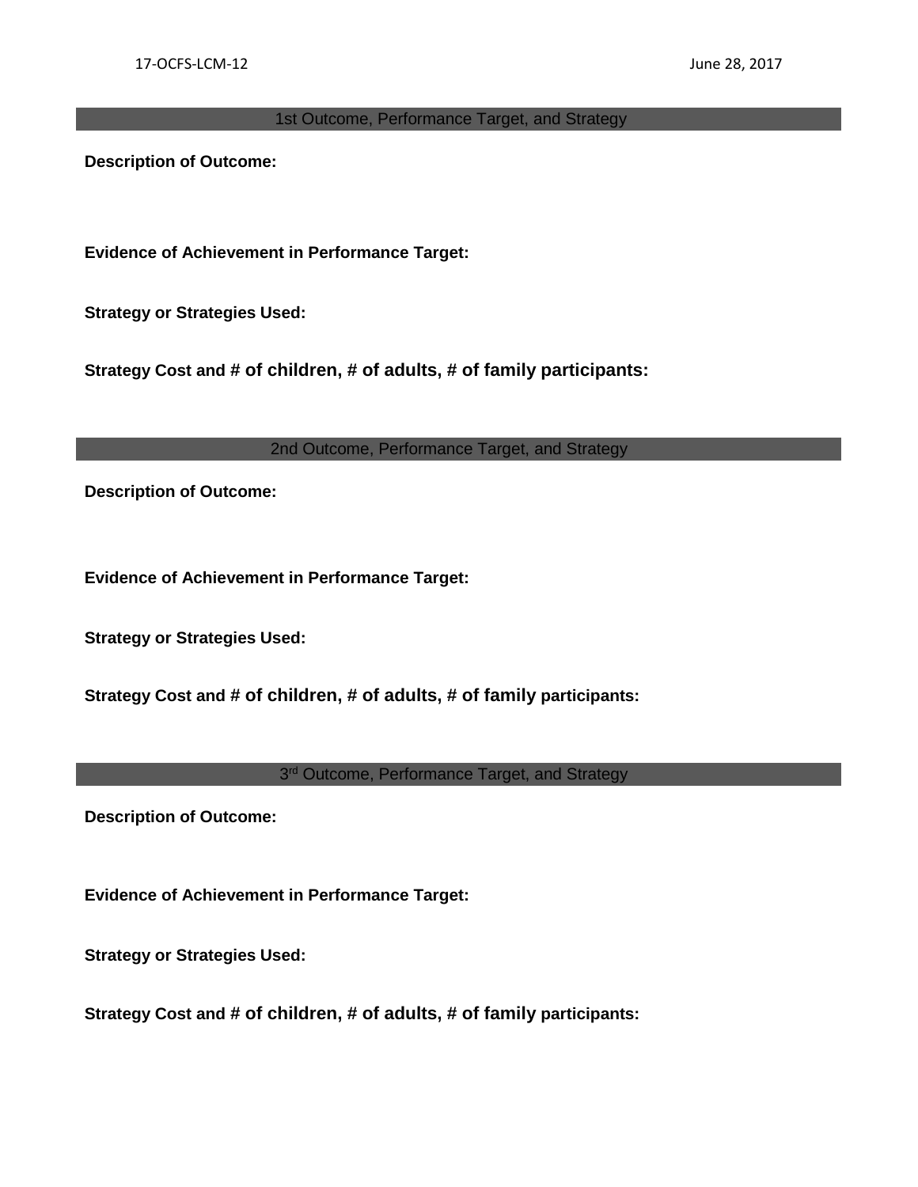## 1st Outcome, Performance Target, and Strategy

**Description of Outcome:**

**Evidence of Achievement in Performance Target:**

**Strategy or Strategies Used:**

**Strategy Cost and # of children, # of adults, # of family participants:**

## 2nd Outcome, Performance Target, and Strategy

**Description of Outcome:**

**Evidence of Achievement in Performance Target:**

**Strategy or Strategies Used:**

**Strategy Cost and # of children, # of adults, # of family participants:**

## 3rd Outcome, Performance Target, and Strategy

**Description of Outcome:**

**Evidence of Achievement in Performance Target:**

**Strategy or Strategies Used:**

**Strategy Cost and # of children, # of adults, # of family participants:**